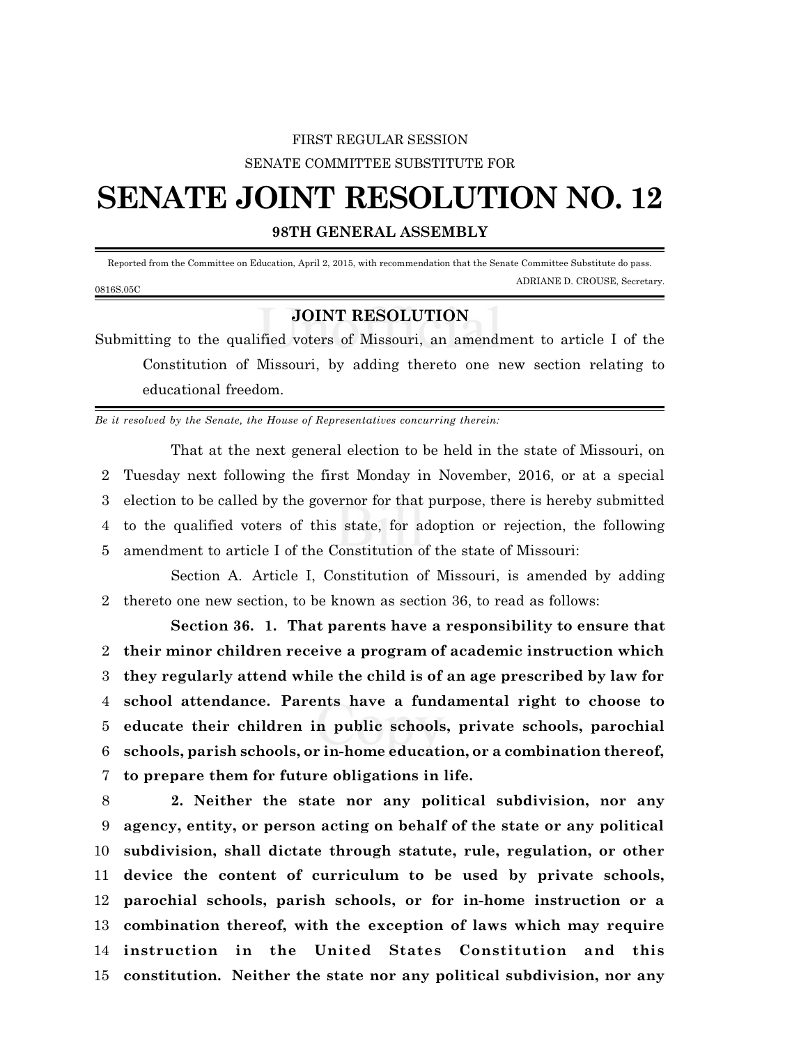FIRST REGULAR SESSION

SENATE COMMITTEE SUBSTITUTE FOR

# SENATE JOINT RESOLUTION NO. 12

**98TH GENERAL ASSEMBLY**

Reported from the Committee on Education, April 2, 2015, with recommendation that the Senate Committee Substitute do pass.

ADRIANE D. CROUSE, Secretary.

0816S.05C

## JOINT RESOLUTION

Submitting to the qualified voters of Missouri, an amendment to article I of the Constitution of Missouri, by adding thereto one new section relating to educational freedom.

*Be it resolved by the Senate, the House of Representatives concurring therein:*

That at the next general election to be held in the state of Missouri, on Tuesday next following the first Monday in November, 2016, or at a special election to be called by the governor for that purpose, there is hereby submitted to the qualified voters of this state, for adoption or rejection, the following amendment to article I of the Constitution of the state of Missouri:

Section A. Article I, Constitution of Missouri, is amended by adding thereto one new section, to be known as section 36, to read as follows:

**Section 36. 1. That parents have a responsibility to ensure that their minor children receive a program of academic instruction which they regularly attend while the child is of an age prescribed by law for school attendance. Parents have a fundamental right to choose to educate their children in public schools, private schools, parochial schools, parish schools, or in-home education, or a combination thereof, to prepare them for future obligations in life.**

**2. Neither the state nor any political subdivision, nor any agency, entity, or person acting on behalf of the state or any political subdivision, shall dictate through statute, rule, regulation, or other device the content of curriculum to be used by private schools, parochial schools, parish schools, or for in-home instruction or a combination thereof, with the exception of laws which may require instruction in the United States Constitution and this constitution. Neither the state nor any political subdivision, nor any**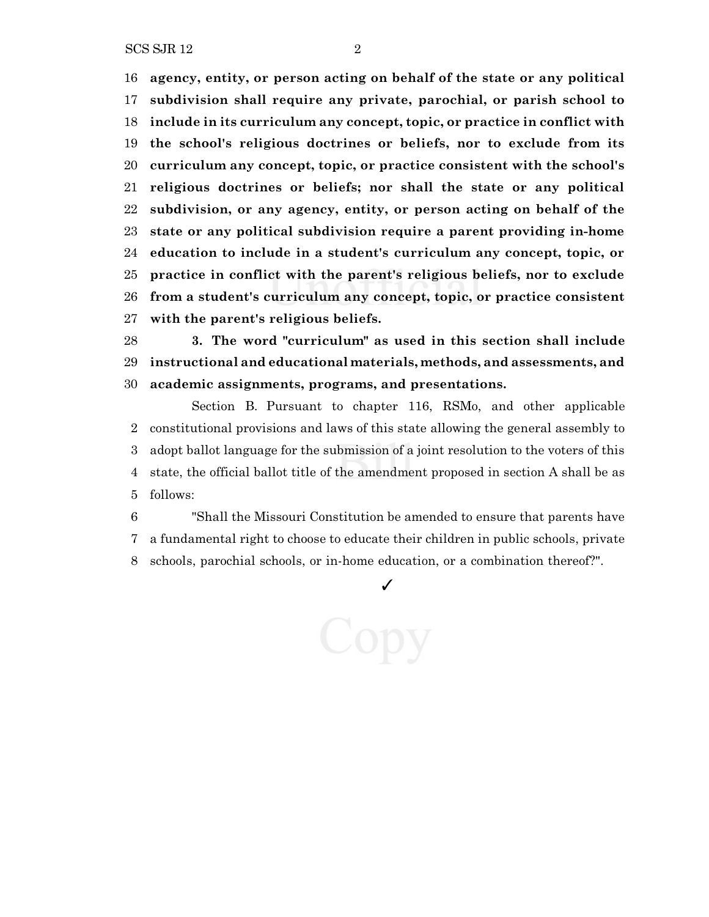**agency, entity, or person acting on behalf of the state or any political subdivision shall require any private, parochial, or parish school to include in its curriculum any concept, topic, or practice in conflict with the school's religious doctrines or beliefs, nor to exclude from its curriculum any concept, topic, or practice consistent with the school's religious doctrines or beliefs; nor shall the state or any political subdivision, or any agency, entity, or person acting on behalf of the state or any political subdivision require a parent providing in-home education to include in a student's curriculum any concept, topic, or practice in conflict with the parent's religious beliefs, nor to exclude from a student's curriculum any concept, topic, or practice consistent with the parent's religious beliefs.**

**3. The word "curriculum" as used in this section shall include instructional and educational materials, methods, and assessments, and academic assignments, programs, and presentations.**

Section B. Pursuant to chapter 116, RSMo, and other applicable constitutional provisions and laws of this state allowing the general assembly to adopt ballot language for the submission of a joint resolution to the voters of this state, the official ballot title of the amendment proposed in section A shall be as follows:

"Shall the Missouri Constitution be amended to ensure that parents have a fundamental right to choose to educate their children in public schools, private schools, parochial schools, or in-home education, or a combination thereof?".

✓